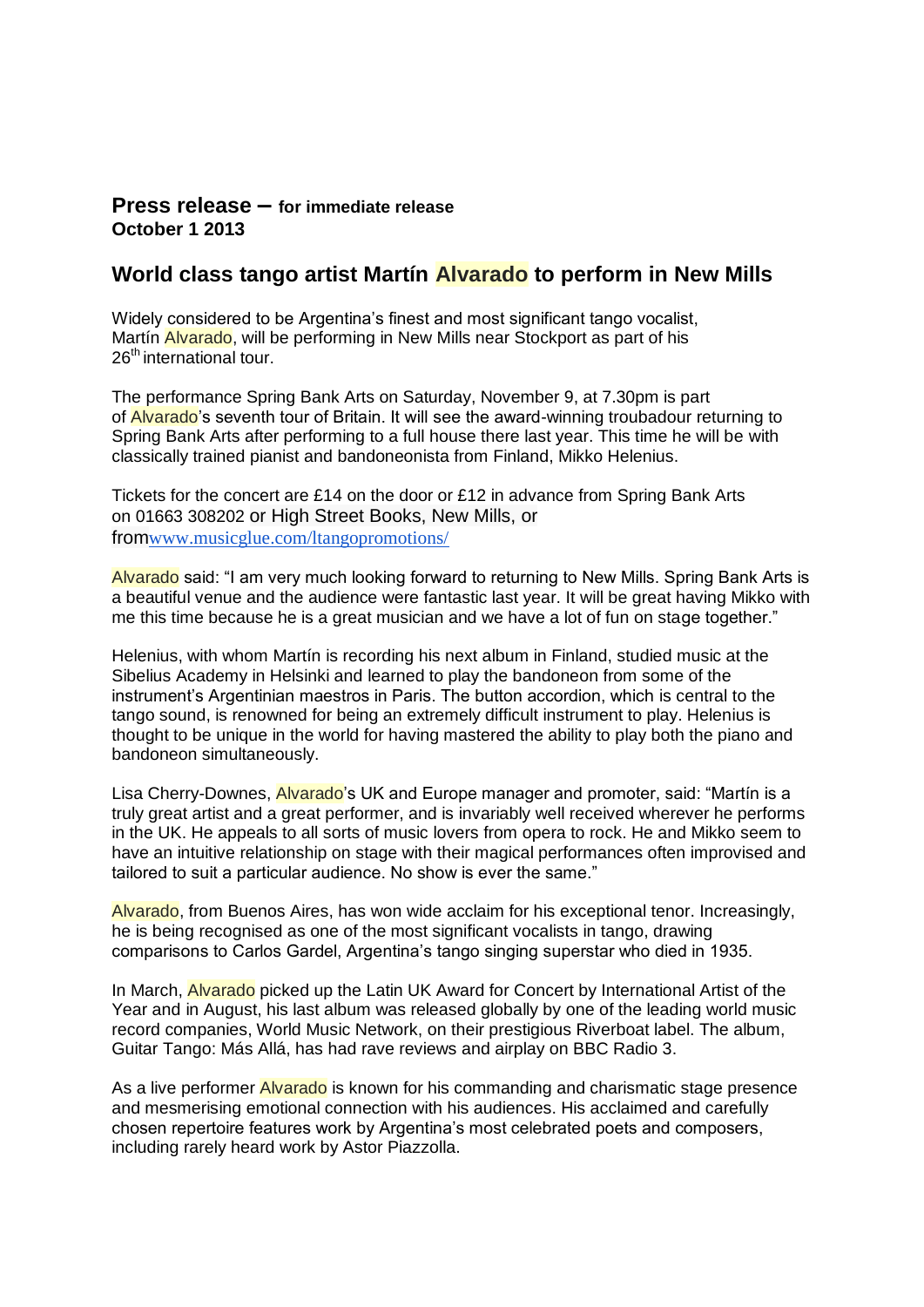**Press release – for immediate release**
**October 1 2013**

## World class tango artist Martín Alvarado to perform in New Mills

Widely considered to be Argentina's finest and most significant tango vocalist, Martín Alvarado, will be performing in New Mills near Stockport as part of his 26th international tour.

The performance Spring Bank Arts on Saturday, November 9, at 7.30pm is part of Alvarado's seventh tour of Britain. It will see the award-winning troubadour returning to Spring Bank Arts after performing to a full house there last year. This time he will be with classically trained pianist and bandoneonista from Finland, Mikko Helenius.

Tickets for the concert are £14 on the door or £12 in advance from Spring Bank Arts on 01663 308202 or High Street Books, New Mills, or fromwww.musicglue.com/ltangopromotions/

Alvarado said: "I am very much looking forward to returning to New Mills. Spring Bank Arts is a beautiful venue and the audience were fantastic last year. It will be great having Mikko with me this time because he is a great musician and we have a lot of fun on stage together."

Helenius, with whom Martín is recording his next album in Finland, studied music at the Sibelius Academy in Helsinki and learned to play the bandoneon from some of the instrument's Argentinian maestros in Paris. The button accordion, which is central to the tango sound, is renowned for being an extremely difficult instrument to play. Helenius is thought to be unique in the world for having mastered the ability to play both the piano and bandoneon simultaneously.

Lisa Cherry-Downes, Alvarado's UK and Europe manager and promoter, said: "Martín is a truly great artist and a great performer, and is invariably well received wherever he performs in the UK. He appeals to all sorts of music lovers from opera to rock. He and Mikko seem to have an intuitive relationship on stage with their magical performances often improvised and tailored to suit a particular audience. No show is ever the same."

Alvarado, from Buenos Aires, has won wide acclaim for his exceptional tenor. Increasingly, he is being recognised as one of the most significant vocalists in tango, drawing comparisons to Carlos Gardel, Argentina's tango singing superstar who died in 1935.

In March, Alvarado picked up the Latin UK Award for Concert by International Artist of the Year and in August, his last album was released globally by one of the leading world music record companies, World Music Network, on their prestigious Riverboat label. The album, Guitar Tango: Más Allá, has had rave reviews and airplay on BBC Radio 3.

As a live performer Alvarado is known for his commanding and charismatic stage presence and mesmerising emotional connection with his audiences. His acclaimed and carefully chosen repertoire features work by Argentina's most celebrated poets and composers, including rarely heard work by Astor Piazzolla.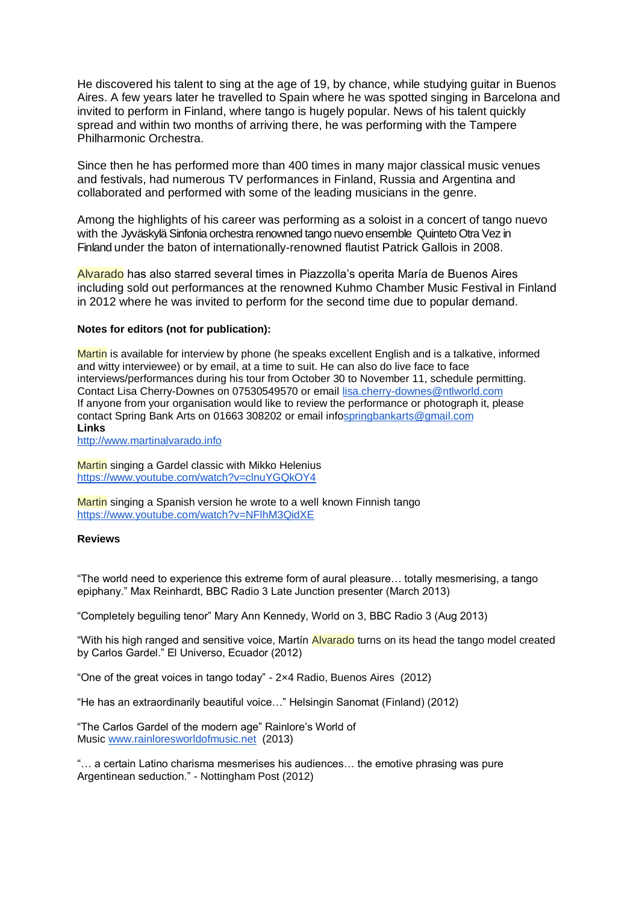He discovered his talent to sing at the age of 19, by chance, while studying guitar in Buenos Aires. A few years later he travelled to Spain where he was spotted singing in Barcelona and invited to perform in Finland, where tango is hugely popular. News of his talent quickly spread and within two months of arriving there, he was performing with the Tampere Philharmonic Orchestra.

Since then he has performed more than 400 times in many major classical music venues and festivals, had numerous TV performances in Finland, Russia and Argentina and collaborated and performed with some of the leading musicians in the genre.

Among the highlights of his career was performing as a soloist in a concert of tango nuevo with the Jyväskylä Sinfonia orchestra renowned tango nuevo ensemble Quinteto Otra Vez in Finland under the baton of internationally-renowned flautist Patrick Gallois in 2008.

Alvarado has also starred several times in Piazzolla's operita María de Buenos Aires including sold out performances at the renowned Kuhmo Chamber Music Festival in Finland in 2012 where he was invited to perform for the second time due to popular demand.

**Notes for editors (not for publication):**

Martin is available for interview by phone (he speaks excellent English and is a talkative, informed and witty interviewee) or by email, at a time to suit. He can also do live face to face interviews/performances during his tour from October 30 to November 11, schedule permitting. Contact Lisa Cherry-Downes on 07530549570 or email lisa.cherry-downes@ntlworld.com
If anyone from your organisation would like to review the performance or photograph it, please contact Spring Bank Arts on 01663 308202 or email infospringbankarts@gmail.com

**Links**

http://www.martinalvarado.info

Martin singing a Gardel classic with Mikko Helenius
https://www.youtube.com/watch?v=clnuYGQkOY4

Martin singing a Spanish version he wrote to a well known Finnish tango
https://www.youtube.com/watch?v=NFlhM3QidXE

**Reviews**

"The world need to experience this extreme form of aural pleasure… totally mesmerising, a tango epiphany." Max Reinhardt, BBC Radio 3 Late Junction presenter (March 2013)

"Completely beguiling tenor" Mary Ann Kennedy, World on 3, BBC Radio 3 (Aug 2013)

"With his high ranged and sensitive voice, Martín Alvarado turns on its head the tango model created by Carlos Gardel." El Universo, Ecuador (2012)

"One of the great voices in tango today" - 2×4 Radio, Buenos Aires (2012)

"He has an extraordinarily beautiful voice…" Helsingin Sanomat (Finland) (2012)

"The Carlos Gardel of the modern age" Rainlore's World of Music www.rainloresworldofmusic.net (2013)

"… a certain Latino charisma mesmerises his audiences… the emotive phrasing was pure Argentinean seduction." - Nottingham Post (2012)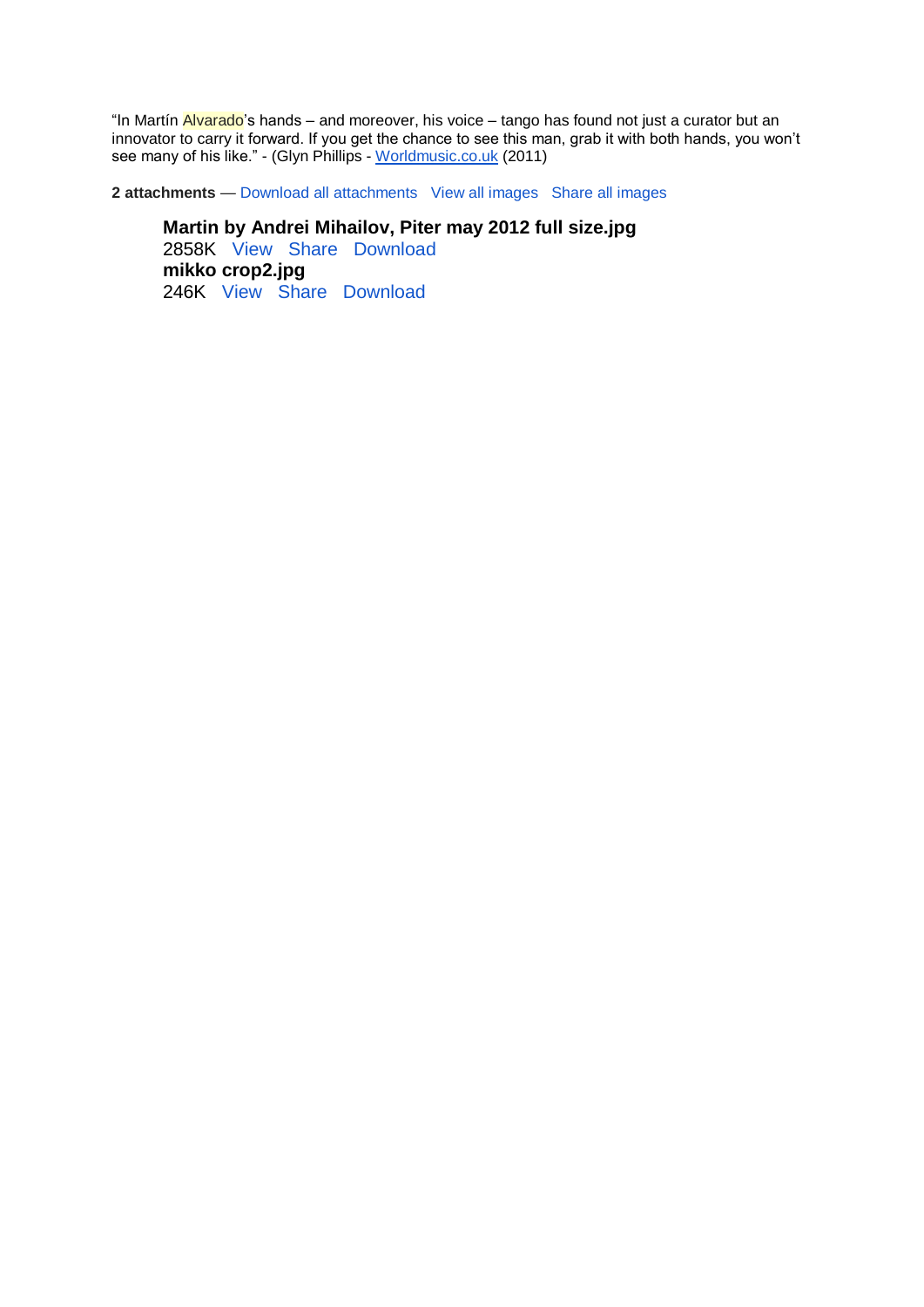"In Martín Alvarado's hands – and moreover, his voice – tango has found not just a curator but an innovator to carry it forward. If you get the chance to see this man, grab it with both hands, you won't see many of his like." - (Glyn Phillips - Worldmusic.co.uk (2011)

**2 attachments** — Download all attachments View all images Share all images

**Martin by Andrei Mihailov, Piter may 2012 full size.jpg**
2858K View Share Download
**mikko crop2.jpg**
246K View Share Download